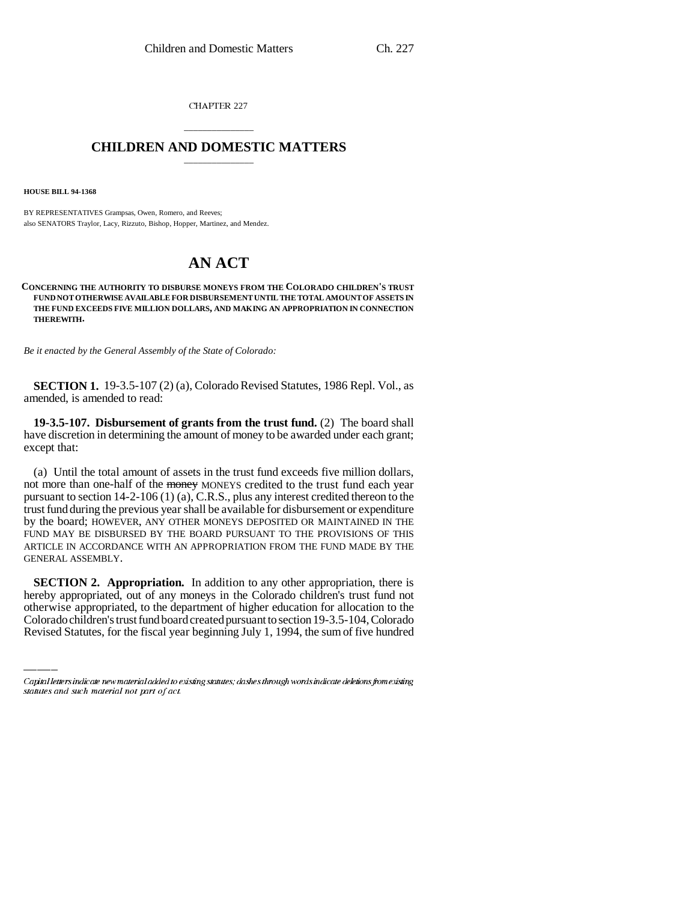CHAPTER 227

# CHILDREN AND DOMESTIC MATTERS

**HOUSE BILL 94-1368**

BY REPRESENTATIVES Grampsas, Owen, Romero, and Reeves;
also SENATORS Traylor, Lacy, Rizzuto, Bishop, Hopper, Martinez, and Mendez.

# AN ACT

**CONCERNING THE AUTHORITY TO DISBURSE MONEYS FROM THE COLORADO CHILDREN'S TRUST FUND NOT OTHERWISE AVAILABLE FOR DISBURSEMENT UNTIL THE TOTAL AMOUNT OF ASSETS IN THE FUND EXCEEDS FIVE MILLION DOLLARS, AND MAKING AN APPROPRIATION IN CONNECTION THEREWITH.**

*Be it enacted by the General Assembly of the State of Colorado:*

**SECTION 1.** 19-3.5-107 (2) (a), Colorado Revised Statutes, 1986 Repl. Vol., as amended, is amended to read:

**19-3.5-107. Disbursement of grants from the trust fund.** (2) The board shall have discretion in determining the amount of money to be awarded under each grant; except that:

(a) Until the total amount of assets in the trust fund exceeds five million dollars, not more than one-half of the ~~money~~ MONEYS credited to the trust fund each year pursuant to section 14-2-106 (1) (a), C.R.S., plus any interest credited thereon to the trust fund during the previous year shall be available for disbursement or expenditure by the board; HOWEVER, ANY OTHER MONEYS DEPOSITED OR MAINTAINED IN THE FUND MAY BE DISBURSED BY THE BOARD PURSUANT TO THE PROVISIONS OF THIS ARTICLE IN ACCORDANCE WITH AN APPROPRIATION FROM THE FUND MADE BY THE GENERAL ASSEMBLY.

**SECTION 2. Appropriation.** In addition to any other appropriation, there is hereby appropriated, out of any moneys in the Colorado children's trust fund not otherwise appropriated, to the department of higher education for allocation to the Colorado children's trust fund board created pursuant to section 19-3.5-104, Colorado Revised Statutes, for the fiscal year beginning July 1, 1994, the sum of five hundred

Capital letters indicate new material added to existing statutes; dashes through words indicate deletions from existing statutes and such material not part of act.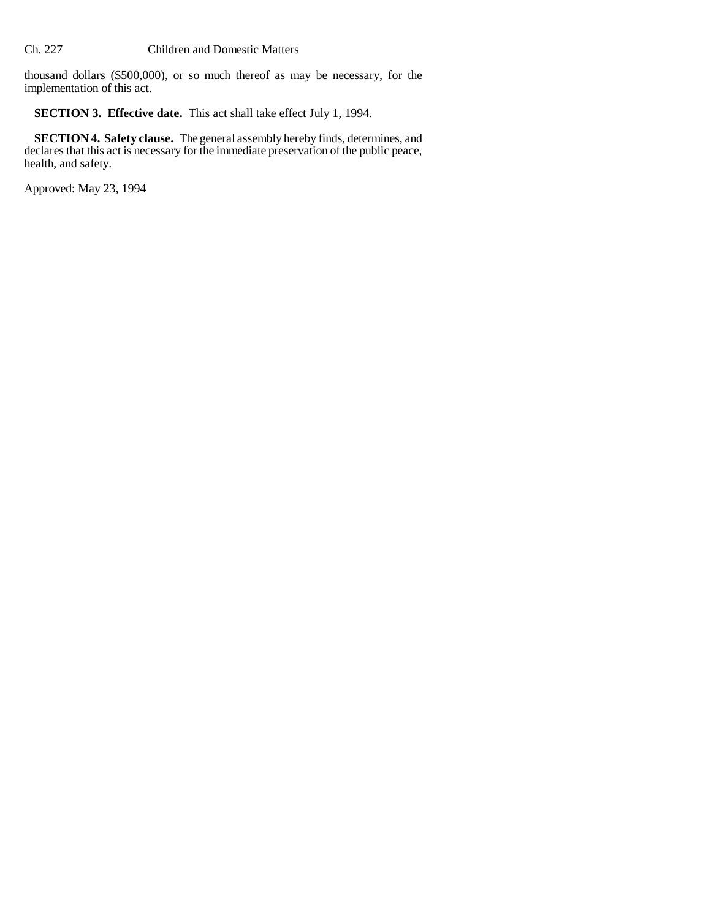thousand dollars ($500,000), or so much thereof as may be necessary, for the implementation of this act.

**SECTION 3. Effective date.** This act shall take effect July 1, 1994.

**SECTION 4. Safety clause.** The general assembly hereby finds, determines, and declares that this act is necessary for the immediate preservation of the public peace, health, and safety.

Approved: May 23, 1994